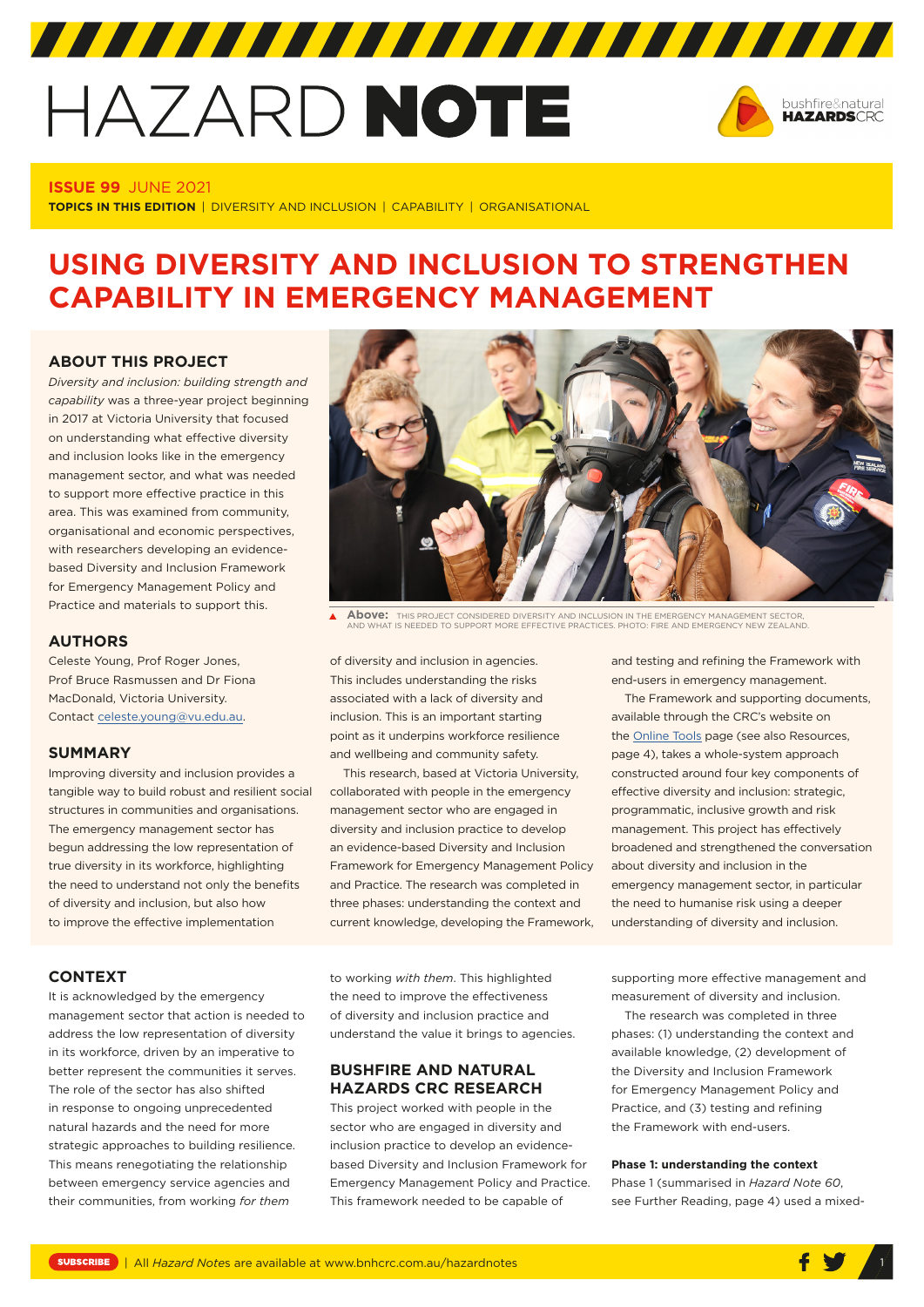# HAZARD NOTE

**ISSUE 99** JUNE 2021

**TOPICS IN THIS EDITION** | DIVERSITY AND INCLUSION | CAPABILITY | ORGANISATIONAL

# USING DIVERSITY AND INCLUSION TO STRENGTHEN CAPABILITY IN EMERGENCY MANAGEMENT

## ABOUT THIS PROJECT

*Diversity and inclusion: building strength and capability* was a three-year project beginning in 2017 at Victoria University that focused on understanding what effective diversity and inclusion looks like in the emergency management sector, and what was needed to support more effective practice in this area. This was examined from community, organisational and economic perspectives, with researchers developing an evidence-based Diversity and Inclusion Framework for Emergency Management Policy and Practice and materials to support this.

## AUTHORS

Celeste Young, Prof Roger Jones, Prof Bruce Rasmussen and Dr Fiona MacDonald, Victoria University. Contact celeste.young@vu.edu.au.

## SUMMARY

Improving diversity and inclusion provides a tangible way to build robust and resilient social structures in communities and organisations. The emergency management sector has begun addressing the low representation of true diversity in its workforce, highlighting the need to understand not only the benefits of diversity and inclusion, but also how to improve the effective implementation of diversity and inclusion in agencies. This includes understanding the risks associated with a lack of diversity and inclusion. This is an important starting point as it underpins workforce resilience and wellbeing and community safety.

This research, based at Victoria University, collaborated with people in the emergency management sector who are engaged in diversity and inclusion practice to develop an evidence-based Diversity and Inclusion Framework for Emergency Management Policy and Practice. The research was completed in three phases: understanding the context and current knowledge, developing the Framework, and testing and refining the Framework with end-users in emergency management.

The Framework and supporting documents, available through the CRC's website on the Online Tools page (see also Resources, page 4), takes a whole-system approach constructed around four key components of effective diversity and inclusion: strategic, programmatic, inclusive growth and risk management. This project has effectively broadened and strengthened the conversation about diversity and inclusion in the emergency management sector, in particular the need to humanise risk using a deeper understanding of diversity and inclusion.

**Above:** THIS PROJECT CONSIDERED DIVERSITY AND INCLUSION IN THE EMERGENCY MANAGEMENT SECTOR, AND WHAT IS NEEDED TO SUPPORT MORE EFFECTIVE PRACTICES. PHOTO: FIRE AND EMERGENCY NEW ZEALAND.

## CONTEXT

It is acknowledged by the emergency management sector that action is needed to address the low representation of diversity in its workforce, driven by an imperative to better represent the communities it serves. The role of the sector has also shifted in response to ongoing unprecedented natural hazards and the need for more strategic approaches to building resilience. This means renegotiating the relationship between emergency service agencies and their communities, from working *for them* to working *with them*. This highlighted the need to improve the effectiveness of diversity and inclusion practice and understand the value it brings to agencies.

## BUSHFIRE AND NATURAL HAZARDS CRC RESEARCH

This project worked with people in the sector who are engaged in diversity and inclusion practice to develop an evidence-based Diversity and Inclusion Framework for Emergency Management Policy and Practice. This framework needed to be capable of supporting more effective management and measurement of diversity and inclusion.

The research was completed in three phases: (1) understanding the context and available knowledge, (2) development of the Diversity and Inclusion Framework for Emergency Management Policy and Practice, and (3) testing and refining the Framework with end-users.

**Phase 1: understanding the context**

Phase 1 (summarised in *Hazard Note 60*, see Further Reading, page 4) used a mixed-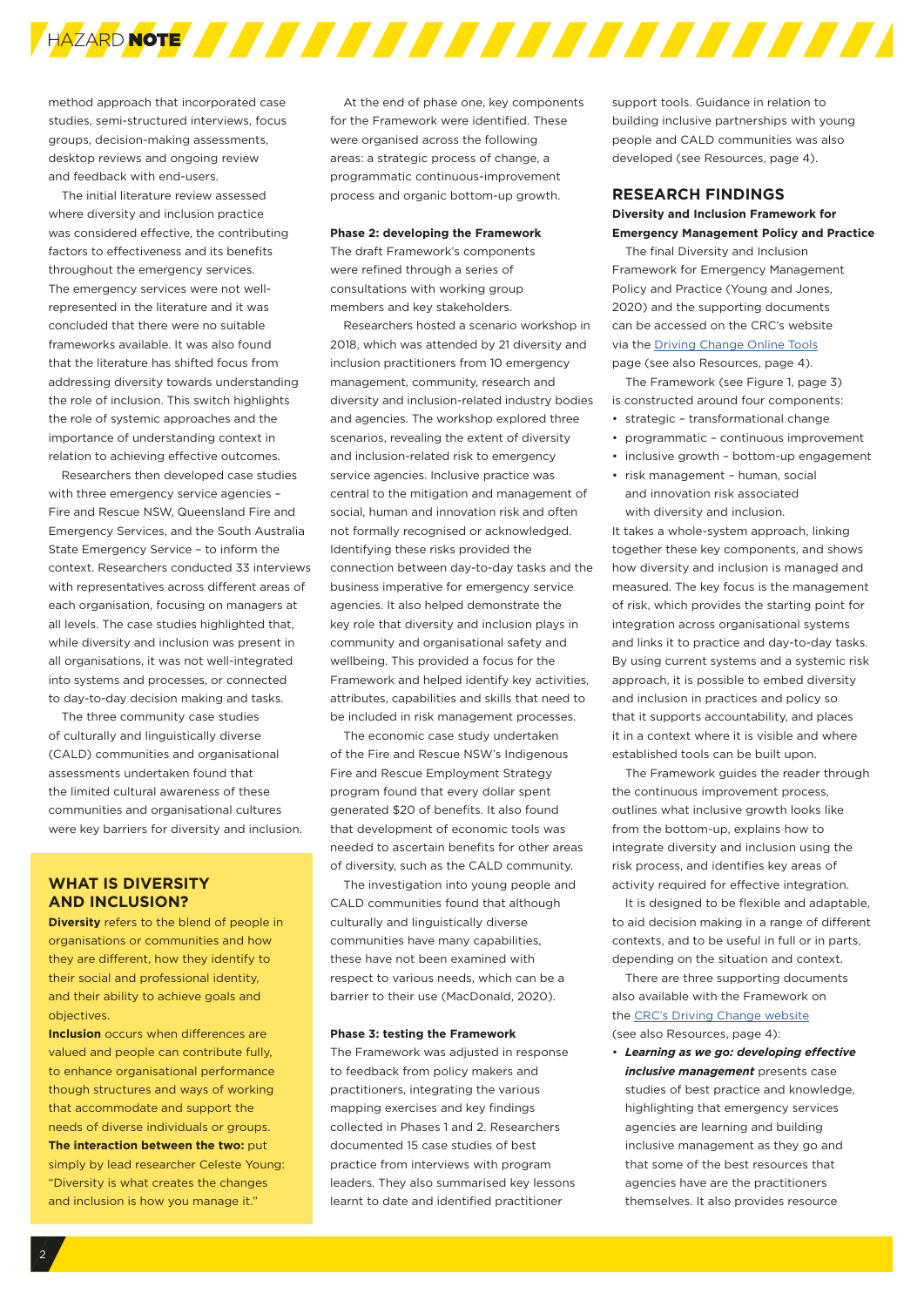method approach that incorporated case studies, semi-structured interviews, focus groups, decision-making assessments, desktop reviews and ongoing review and feedback with end-users.

The initial literature review assessed where diversity and inclusion practice was considered effective, the contributing factors to effectiveness and its benefits throughout the emergency services. The emergency services were not well-represented in the literature and it was concluded that there were no suitable frameworks available. It was also found that the literature has shifted focus from addressing diversity towards understanding the role of inclusion. This switch highlights the role of systemic approaches and the importance of understanding context in relation to achieving effective outcomes.

Researchers then developed case studies with three emergency service agencies – Fire and Rescue NSW, Queensland Fire and Emergency Services, and the South Australia State Emergency Service – to inform the context. Researchers conducted 33 interviews with representatives across different areas of each organisation, focusing on managers at all levels. The case studies highlighted that, while diversity and inclusion was present in all organisations, it was not well-integrated into systems and processes, or connected to day-to-day decision making and tasks.

The three community case studies of culturally and linguistically diverse (CALD) communities and organisational assessments undertaken found that the limited cultural awareness of these communities and organisational cultures were key barriers for diversity and inclusion.

## WHAT IS DIVERSITY AND INCLUSION?

**Diversity** refers to the blend of people in organisations or communities and how they are different, how they identify to their social and professional identity, and their ability to achieve goals and objectives.

**Inclusion** occurs when differences are valued and people can contribute fully, to enhance organisational performance though structures and ways of working that accommodate and support the needs of diverse individuals or groups.

**The interaction between the two:** put simply by lead researcher Celeste Young: "Diversity is what creates the changes and inclusion is how you manage it."

At the end of phase one, key components for the Framework were identified. These were organised across the following areas: a strategic process of change, a programmatic continuous-improvement process and organic bottom-up growth.

**Phase 2: developing the Framework**

The draft Framework's components were refined through a series of consultations with working group members and key stakeholders.

Researchers hosted a scenario workshop in 2018, which was attended by 21 diversity and inclusion practitioners from 10 emergency management, community, research and diversity and inclusion-related industry bodies and agencies. The workshop explored three scenarios, revealing the extent of diversity and inclusion-related risk to emergency service agencies. Inclusive practice was central to the mitigation and management of social, human and innovation risk and often not formally recognised or acknowledged. Identifying these risks provided the connection between day-to-day tasks and the business imperative for emergency service agencies. It also helped demonstrate the key role that diversity and inclusion plays in community and organisational safety and wellbeing. This provided a focus for the Framework and helped identify key activities, attributes, capabilities and skills that need to be included in risk management processes.

The economic case study undertaken of the Fire and Rescue NSW's Indigenous Fire and Rescue Employment Strategy program found that every dollar spent generated $20 of benefits. It also found that development of economic tools was needed to ascertain benefits for other areas of diversity, such as the CALD community.

The investigation into young people and CALD communities found that although culturally and linguistically diverse communities have many capabilities, these have not been examined with respect to various needs, which can be a barrier to their use (MacDonald, 2020).

**Phase 3: testing the Framework**

The Framework was adjusted in response to feedback from policy makers and practitioners, integrating the various mapping exercises and key findings collected in Phases 1 and 2. Researchers documented 15 case studies of best practice from interviews with program leaders. They also summarised key lessons learnt to date and identified practitioner support tools. Guidance in relation to building inclusive partnerships with young people and CALD communities was also developed (see Resources, page 4).

## RESEARCH FINDINGS

### Diversity and Inclusion Framework for Emergency Management Policy and Practice

The final Diversity and Inclusion Framework for Emergency Management Policy and Practice (Young and Jones, 2020) and the supporting documents can be accessed on the CRC's website via the Driving Change Online Tools page (see also Resources, page 4).

The Framework (see Figure 1, page 3) is constructed around four components:

- strategic – transformational change
- programmatic – continuous improvement
- inclusive growth – bottom-up engagement
- risk management – human, social and innovation risk associated with diversity and inclusion.

It takes a whole-system approach, linking together these key components, and shows how diversity and inclusion is managed and measured. The key focus is the management of risk, which provides the starting point for integration across organisational systems and links it to practice and day-to-day tasks. By using current systems and a systemic risk approach, it is possible to embed diversity and inclusion in practices and policy so that it supports accountability, and places it in a context where it is visible and where established tools can be built upon.

The Framework guides the reader through the continuous improvement process, outlines what inclusive growth looks like from the bottom-up, explains how to integrate diversity and inclusion using the risk process, and identifies key areas of activity required for effective integration.

It is designed to be flexible and adaptable, to aid decision making in a range of different contexts, and to be useful in full or in parts, depending on the situation and context.

There are three supporting documents also available with the Framework on the CRC's Driving Change website (see also Resources, page 4):

- ***Learning as we go: developing effective inclusive management*** presents case studies of best practice and knowledge, highlighting that emergency services agencies are learning and building inclusive management as they go and that some of the best resources that agencies have are the practitioners themselves. It also provides resource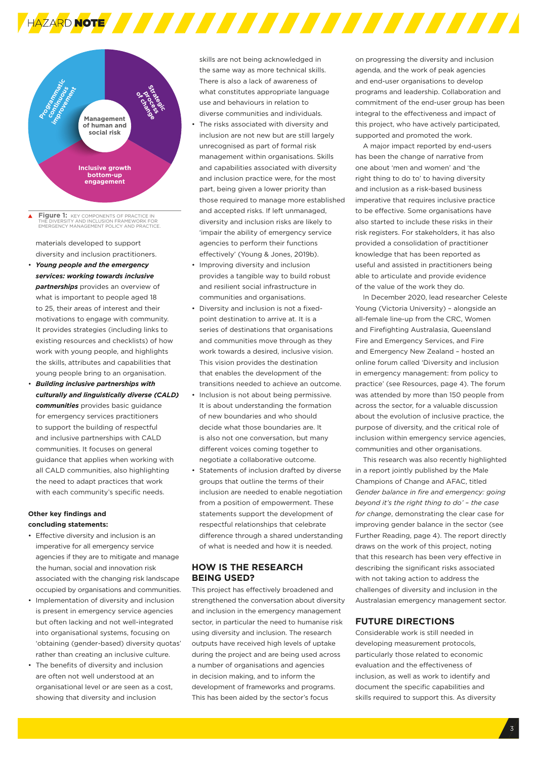Management of human and social risk

Programmatic continuous improvement

Strategic process of change

Inclusive growth bottom-up engagement

**Figure 1:** KEY COMPONENTS OF PRACTICE IN THE DIVERSITY AND INCLUSION FRAMEWORK FOR EMERGENCY MANAGEMENT POLICY AND PRACTICE.

materials developed to support diversity and inclusion practitioners.

- ***Young people and the emergency services: working towards inclusive partnerships*** provides an overview of what is important to people aged 18 to 25, their areas of interest and their motivations to engage with community. It provides strategies (including links to existing resources and checklists) of how work with young people, and highlights the skills, attributes and capabilities that young people bring to an organisation.
- ***Building inclusive partnerships with culturally and linguistically diverse (CALD) communities*** provides basic guidance for emergency services practitioners to support the building of respectful and inclusive partnerships with CALD communities. It focuses on general guidance that applies when working with all CALD communities, also highlighting the need to adapt practices that work with each community's specific needs.

**Other key findings and concluding statements:**

- Effective diversity and inclusion is an imperative for all emergency service agencies if they are to mitigate and manage the human, social and innovation risk associated with the changing risk landscape occupied by organisations and communities.
- Implementation of diversity and inclusion is present in emergency service agencies but often lacking and not well-integrated into organisational systems, focusing on 'obtaining (gender-based) diversity quotas' rather than creating an inclusive culture.
- The benefits of diversity and inclusion are often not well understood at an organisational level or are seen as a cost, showing that diversity and inclusion skills are not being acknowledged in the same way as more technical skills. There is also a lack of awareness of what constitutes appropriate language use and behaviours in relation to diverse communities and individuals.
- The risks associated with diversity and inclusion are not new but are still largely unrecognised as part of formal risk management within organisations. Skills and capabilities associated with diversity and inclusion practice were, for the most part, being given a lower priority than those required to manage more established and accepted risks. If left unmanaged, diversity and inclusion risks are likely to 'impair the ability of emergency service agencies to perform their functions effectively' (Young & Jones, 2019b).
- Improving diversity and inclusion provides a tangible way to build robust and resilient social infrastructure in communities and organisations.
- Diversity and inclusion is not a fixed-point destination to arrive at. It is a series of destinations that organisations and communities move through as they work towards a desired, inclusive vision. This vision provides the destination that enables the development of the transitions needed to achieve an outcome.
- Inclusion is not about being permissive. It is about understanding the formation of new boundaries and who should decide what those boundaries are. It is also not one conversation, but many different voices coming together to negotiate a collaborative outcome.
- Statements of inclusion drafted by diverse groups that outline the terms of their inclusion are needed to enable negotiation from a position of empowerment. These statements support the development of respectful relationships that celebrate difference through a shared understanding of what is needed and how it is needed.

## HOW IS THE RESEARCH BEING USED?

This project has effectively broadened and strengthened the conversation about diversity and inclusion in the emergency management sector, in particular the need to humanise risk using diversity and inclusion. The research outputs have received high levels of uptake during the project and are being used across a number of organisations and agencies in decision making, and to inform the development of frameworks and programs. This has been aided by the sector's focus on progressing the diversity and inclusion agenda, and the work of peak agencies and end-user organisations to develop programs and leadership. Collaboration and commitment of the end-user group has been integral to the effectiveness and impact of this project, who have actively participated, supported and promoted the work.

A major impact reported by end-users has been the change of narrative from one about 'men and women' and 'the right thing to do to' to having diversity and inclusion as a risk-based business imperative that requires inclusive practice to be effective. Some organisations have also started to include these risks in their risk registers. For stakeholders, it has also provided a consolidation of practitioner knowledge that has been reported as useful and assisted in practitioners being able to articulate and provide evidence of the value of the work they do.

In December 2020, lead researcher Celeste Young (Victoria University) – alongside an all-female line-up from the CRC, Women and Firefighting Australasia, Queensland Fire and Emergency Services, and Fire and Emergency New Zealand – hosted an online forum called 'Diversity and inclusion in emergency management: from policy to practice' (see Resources, page 4). The forum was attended by more than 150 people from across the sector, for a valuable discussion about the evolution of inclusive practice, the purpose of diversity, and the critical role of inclusion within emergency service agencies, communities and other organisations.

This research was also recently highlighted in a report jointly published by the Male Champions of Change and AFAC, titled *Gender balance in fire and emergency: going beyond it's the right thing to do' – the case for change*, demonstrating the clear case for improving gender balance in the sector (see Further Reading, page 4). The report directly draws on the work of this project, noting that this research has been very effective in describing the significant risks associated with not taking action to address the challenges of diversity and inclusion in the Australasian emergency management sector.

## FUTURE DIRECTIONS

Considerable work is still needed in developing measurement protocols, particularly those related to economic evaluation and the effectiveness of inclusion, as well as work to identify and document the specific capabilities and skills required to support this. As diversity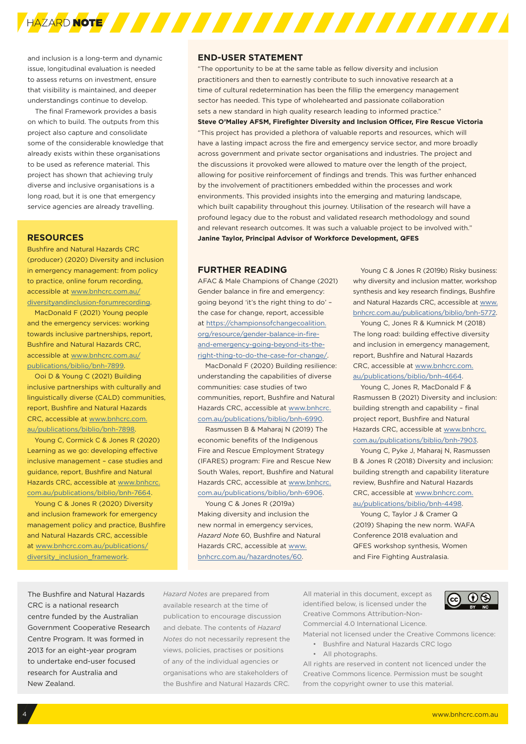and inclusion is a long-term and dynamic issue, longitudinal evaluation is needed to assess returns on investment, ensure that visibility is maintained, and deeper understandings continue to develop.

The final Framework provides a basis on which to build. The outputs from this project also capture and consolidate some of the considerable knowledge that already exists within these organisations to be used as reference material. This project has shown that achieving truly diverse and inclusive organisations is a long road, but it is one that emergency service agencies are already travelling.

## RESOURCES

Bushfire and Natural Hazards CRC (producer) (2020) Diversity and inclusion in emergency management: from policy to practice, online forum recording, accessible at www.bnhcrc.com.au/diversityandinclusion-forumrecording.

MacDonald F (2021) Young people and the emergency services: working towards inclusive partnerships, report, Bushfire and Natural Hazards CRC, accessible at www.bnhcrc.com.au/publications/biblio/bnh-7899.

Ooi D & Young C (2021) Building inclusive partnerships with culturally and linguistically diverse (CALD) communities, report, Bushfire and Natural Hazards CRC, accessible at www.bnhcrc.com.au/publications/biblio/bnh-7898.

Young C, Cormick C & Jones R (2020) Learning as we go: developing effective inclusive management – case studies and guidance, report, Bushfire and Natural Hazards CRC, accessible at www.bnhcrc.com.au/publications/biblio/bnh-7664.

Young C & Jones R (2020) Diversity and inclusion framework for emergency management policy and practice, Bushfire and Natural Hazards CRC, accessible at www.bnhcrc.com.au/publications/diversity_inclusion_framework.

## END-USER STATEMENT

"The opportunity to be at the same table as fellow diversity and inclusion practitioners and then to earnestly contribute to such innovative research at a time of cultural redetermination has been the fillip the emergency management sector has needed. This type of wholehearted and passionate collaboration sets a new standard in high quality research leading to informed practice."

**Steve O'Malley AFSM, Firefighter Diversity and Inclusion Officer, Fire Rescue Victoria**

"This project has provided a plethora of valuable reports and resources, which will have a lasting impact across the fire and emergency service sector, and more broadly across government and private sector organisations and industries. The project and the discussions it provoked were allowed to mature over the length of the project, allowing for positive reinforcement of findings and trends. This was further enhanced by the involvement of practitioners embedded within the processes and work environments. This provided insights into the emerging and maturing landscape, which built capability throughout this journey. Utilisation of the research will have a profound legacy due to the robust and validated research methodology and sound and relevant research outcomes. It was such a valuable project to be involved with."

**Janine Taylor, Principal Advisor of Workforce Development, QFES**

## FURTHER READING

AFAC & Male Champions of Change (2021) Gender balance in fire and emergency: going beyond 'it's the right thing to do' – the case for change, report, accessible at https://championsofchangecoalition.org/resource/gender-balance-in-fire-and-emergency-going-beyond-its-the-right-thing-to-do-the-case-for-change/.

MacDonald F (2020) Building resilience: understanding the capabilities of diverse communities: case studies of two communities, report, Bushfire and Natural Hazards CRC, accessible at www.bnhcrc.com.au/publications/biblio/bnh-6990.

Rasmussen B & Maharaj N (2019) The economic benefits of the Indigenous Fire and Rescue Employment Strategy (IFARES) program: Fire and Rescue New South Wales, report, Bushfire and Natural Hazards CRC, accessible at www.bnhcrc.com.au/publications/biblio/bnh-6906.

Young C & Jones R (2019a) Making diversity and inclusion the new normal in emergency services, *Hazard Note* 60, Bushfire and Natural Hazards CRC, accessible at www.bnhcrc.com.au/hazardnotes/60.

Young C & Jones R (2019b) Risky business: why diversity and inclusion matter, workshop synthesis and key research findings, Bushfire and Natural Hazards CRC, accessible at www.bnhcrc.com.au/publications/biblio/bnh-5772.

Young C, Jones R & Kumnick M (2018) The long road: building effective diversity and inclusion in emergency management, report, Bushfire and Natural Hazards CRC, accessible at www.bnhcrc.com.au/publications/biblio/bnh-4664.

Young C, Jones R, MacDonald F & Rasmussen B (2021) Diversity and inclusion: building strength and capability – final project report, Bushfire and Natural Hazards CRC, accessible at www.bnhcrc.com.au/publications/biblio/bnh-7903.

Young C, Pyke J, Maharaj N, Rasmussen B & Jones R (2018) Diversity and inclusion: building strength and capability literature review, Bushfire and Natural Hazards CRC, accessible at www.bnhcrc.com.au/publications/biblio/bnh-4498.

Young C, Taylor J & Cramer Q (2019) Shaping the new norm. WAFA Conference 2018 evaluation and QFES workshop synthesis, Women and Fire Fighting Australasia.

The Bushfire and Natural Hazards CRC is a national research centre funded by the Australian Government Cooperative Research Centre Program. It was formed in 2013 for an eight-year program to undertake end-user focused research for Australia and New Zealand.

*Hazard Notes* are prepared from available research at the time of publication to encourage discussion and debate. The contents of *Hazard Notes* do not necessarily represent the views, policies, practises or positions of any of the individual agencies or organisations who are stakeholders of the Bushfire and Natural Hazards CRC.

All material in this document, except as identified below, is licensed under the Creative Commons Attribution-Non-Commercial 4.0 International Licence.

Material not licensed under the Creative Commons licence:

- Bushfire and Natural Hazards CRC logo
- All photographs.

All rights are reserved in content not licenced under the Creative Commons licence. Permission must be sought from the copyright owner to use this material.